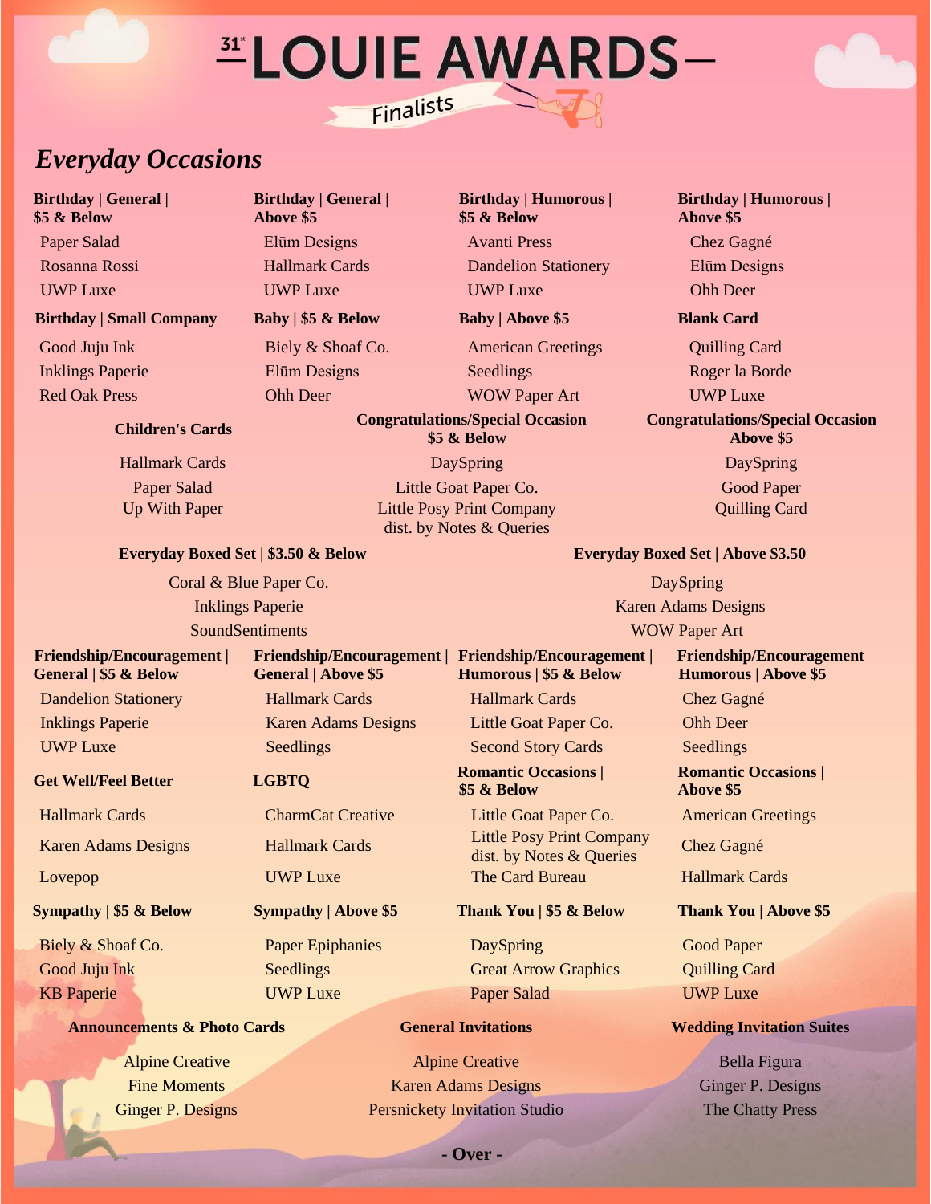# 31st LOUIE AWARDS

Finalists

## *Everyday Occasions*

**Birthday | General | $5 & Below**
- Paper Salad
- Rosanna Rossi
- UWP Luxe

**Birthday | General | Above $5**
- Elūm Designs
- Hallmark Cards
- UWP Luxe

**Birthday | Humorous | $5 & Below**
- Avanti Press
- Dandelion Stationery
- UWP Luxe

**Birthday | Humorous | Above $5**
- Chez Gagné
- Elūm Designs
- Ohh Deer

**Birthday | Small Company**
- Good Juju Ink
- Inklings Paperie
- Red Oak Press

**Baby | $5 & Below**
- Biely & Shoaf Co.
- Elūm Designs
- Ohh Deer

**Baby | Above $5**
- American Greetings
- Seedlings
- WOW Paper Art

**Blank Card**
- Quilling Card
- Roger la Borde
- UWP Luxe

**Children's Cards**
- Hallmark Cards
- Paper Salad
- Up With Paper

**Congratulations/Special Occasion $5 & Below**
- DaySpring
- Little Goat Paper Co.
- Little Posy Print Company dist. by Notes & Queries

**Congratulations/Special Occasion Above $5**
- DaySpring
- Good Paper
- Quilling Card

**Everyday Boxed Set | $3.50 & Below**
- Coral & Blue Paper Co.
- Inklings Paperie
- SoundSentiments

**Everyday Boxed Set | Above $3.50**
- DaySpring
- Karen Adams Designs
- WOW Paper Art

**Friendship/Encouragement | General | $5 & Below**
- Dandelion Stationery
- Inklings Paperie
- UWP Luxe

**Friendship/Encouragement | General | Above $5**
- Hallmark Cards
- Karen Adams Designs
- Seedlings

**Friendship/Encouragement | Humorous | $5 & Below**
- Hallmark Cards
- Little Goat Paper Co.
- Second Story Cards

**Friendship/Encouragement Humorous | Above $5**
- Chez Gagné
- Ohh Deer
- Seedlings

**Get Well/Feel Better**
- Hallmark Cards
- Karen Adams Designs
- Lovepop

**LGBTQ**
- CharmCat Creative
- Hallmark Cards
- UWP Luxe

**Romantic Occasions | $5 & Below**
- Little Goat Paper Co.
- Little Posy Print Company dist. by Notes & Queries
- The Card Bureau

**Romantic Occasions | Above $5**
- American Greetings
- Chez Gagné
- Hallmark Cards

**Sympathy | $5 & Below**
- Biely & Shoaf Co.
- Good Juju Ink
- KB Paperie

**Sympathy | Above $5**
- Paper Epiphanies
- Seedlings
- UWP Luxe

**Thank You | $5 & Below**
- DaySpring
- Great Arrow Graphics
- Paper Salad

**Thank You | Above $5**
- Good Paper
- Quilling Card
- UWP Luxe

**Announcements & Photo Cards**
- Alpine Creative
- Fine Moments
- Ginger P. Designs

**General Invitations**
- Alpine Creative
- Karen Adams Designs
- Persnickety Invitation Studio

**Wedding Invitation Suites**
- Bella Figura
- Ginger P. Designs
- The Chatty Press

**- Over -**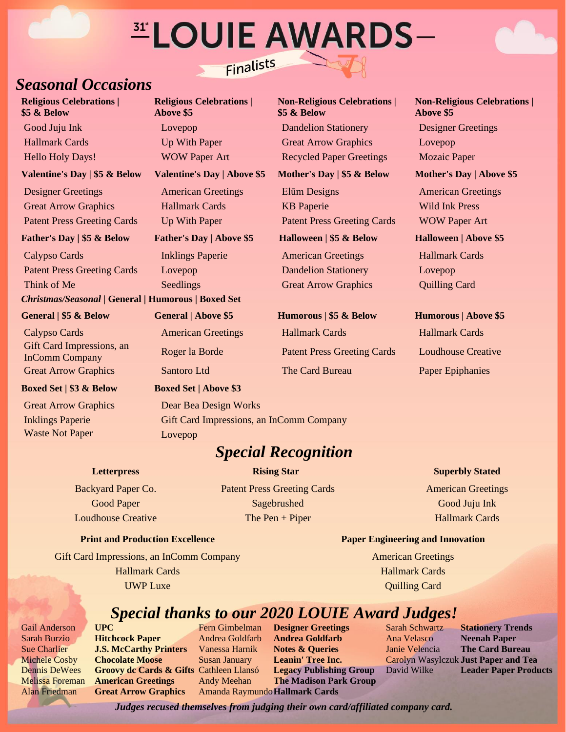# 31st LOUIE AWARDS

Finalists

## Seasonal Occasions

**Religious Celebrations | $5 & Below**
- Good Juju Ink
- Hallmark Cards
- Hello Holy Days!

**Religious Celebrations | Above $5**
- Lovepop
- Up With Paper
- WOW Paper Art

**Non-Religious Celebrations | $5 & Below**
- Dandelion Stationery
- Great Arrow Graphics
- Recycled Paper Greetings

**Non-Religious Celebrations | Above $5**
- Designer Greetings
- Lovepop
- Mozaic Paper

**Valentine's Day | $5 & Below**
- Designer Greetings
- Great Arrow Graphics
- Patent Press Greeting Cards

**Valentine's Day | Above $5**
- American Greetings
- Hallmark Cards
- Up With Paper

**Mother's Day | $5 & Below**
- Elūm Designs
- KB Paperie
- Patent Press Greeting Cards

**Mother's Day | Above $5**
- American Greetings
- Wild Ink Press
- WOW Paper Art

**Father's Day | $5 & Below**
- Calypso Cards
- Patent Press Greeting Cards
- Think of Me

**Father's Day | Above $5**
- Inklings Paperie
- Lovepop
- Seedlings

**Halloween | $5 & Below**
- American Greetings
- Dandelion Stationery
- Great Arrow Graphics

**Halloween | Above $5**
- Hallmark Cards
- Lovepop
- Quilling Card

***Christmas/Seasonal* | General | Humorous | Boxed Set**

**General | $5 & Below**
- Calypso Cards
- Gift Card Impressions, an InComm Company
- Great Arrow Graphics

**General | Above $5**
- American Greetings
- Roger la Borde
- Santoro Ltd

**Humorous | $5 & Below**
- Hallmark Cards
- Patent Press Greeting Cards
- The Card Bureau

**Humorous | Above $5**
- Hallmark Cards
- Loudhouse Creative
- Paper Epiphanies

**Boxed Set | $3 & Below**
- Great Arrow Graphics
- Inklings Paperie
- Waste Not Paper

**Boxed Set | Above $3**
- Dear Bea Design Works
- Gift Card Impressions, an InComm Company
- Lovepop

## Special Recognition

**Letterpress**
- Backyard Paper Co.
- Good Paper
- Loudhouse Creative

**Rising Star**
- Patent Press Greeting Cards
- Sagebrushed
- The Pen + Piper

**Superbly Stated**
- American Greetings
- Good Juju Ink
- Hallmark Cards

**Print and Production Excellence**
- Gift Card Impressions, an InComm Company
- Hallmark Cards
- UWP Luxe

**Paper Engineering and Innovation**
- American Greetings
- Hallmark Cards
- Quilling Card

## Special thanks to our 2020 LOUIE Award Judges!

| | |
|---|---|
| Gail Anderson | **UPC** |
| Sarah Burzio | **Hitchcock Paper** |
| Sue Charlier | **J.S. McCarthy Printers** |
| Michele Cosby | **Chocolate Moose** |
| Dennis DeWees | **Groovy dc Cards & Gifts** |
| Melissa Foreman | **American Greetings** |
| Alan Friedman | **Great Arrow Graphics** |
| Fern Gimbelman | **Designer Greetings** |
| Andrea Goldfarb | **Andrea Goldfarb** |
| Vanessa Harnik | **Notes & Queries** |
| Susan January | **Leanin' Tree Inc.** |
| Cathleen Llansó | **Legacy Publishing Group** |
| Andy Meehan | **The Madison Park Group** |
| Amanda Raymundo | **Hallmark Cards** |
| Sarah Schwartz | **Stationery Trends** |
| Ana Velasco | **Neenah Paper** |
| Janie Velencia | **The Card Bureau** |
| Carolyn Wasylczuk | **Just Paper and Tea** |
| David Wilke | **Leader Paper Products** |

***Judges recused themselves from judging their own card/affiliated company card.***